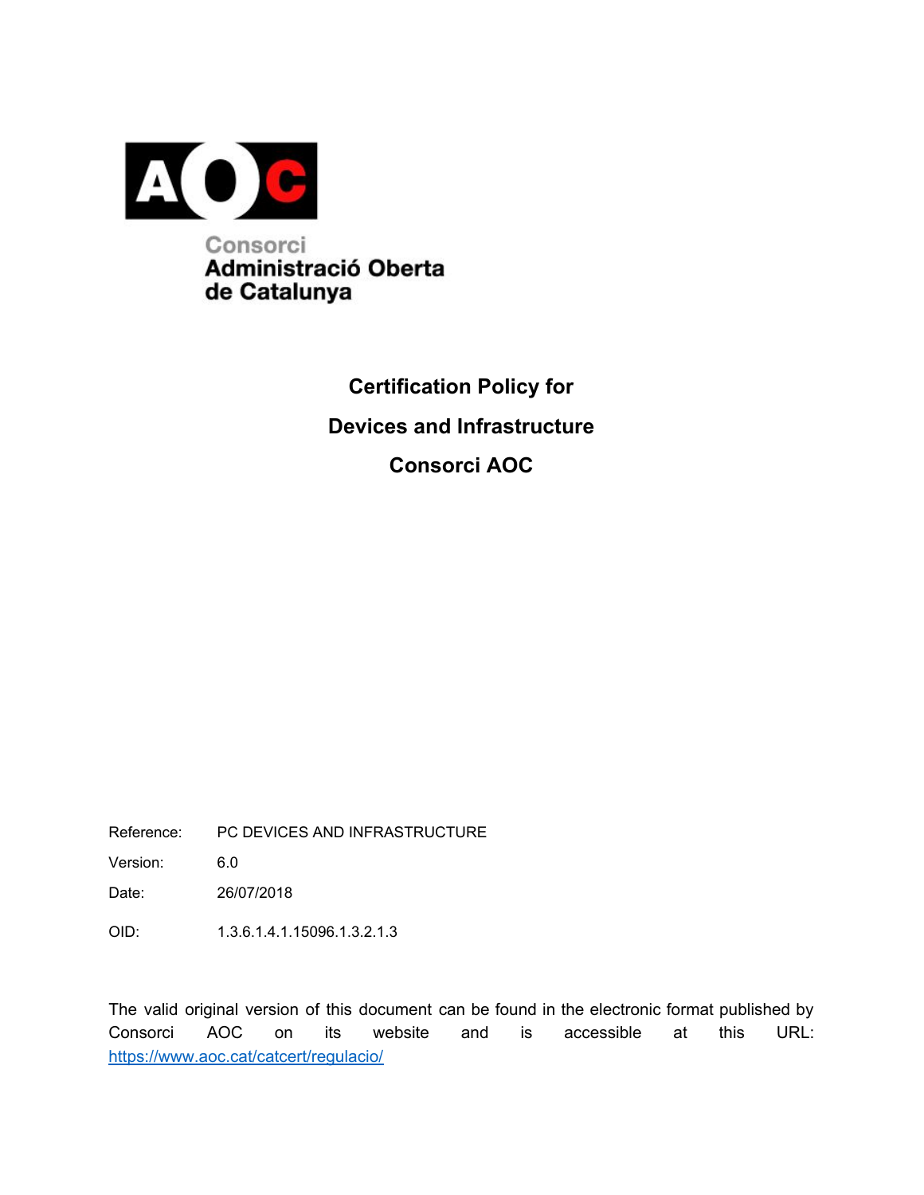Consorci
Administració Oberta
de Catalunya

# Certification Policy for Devices and Infrastructure Consorci AOC

| | |
|---|---|
| Reference: | PC DEVICES AND INFRASTRUCTURE |
| Version: | 6.0 |
| Date: | 26/07/2018 |
| OID: | 1.3.6.1.4.1.15096.1.3.2.1.3 |

The valid original version of this document can be found in the electronic format published by Consorci AOC on its website and is accessible at this URL: https://www.aoc.cat/catcert/regulacio/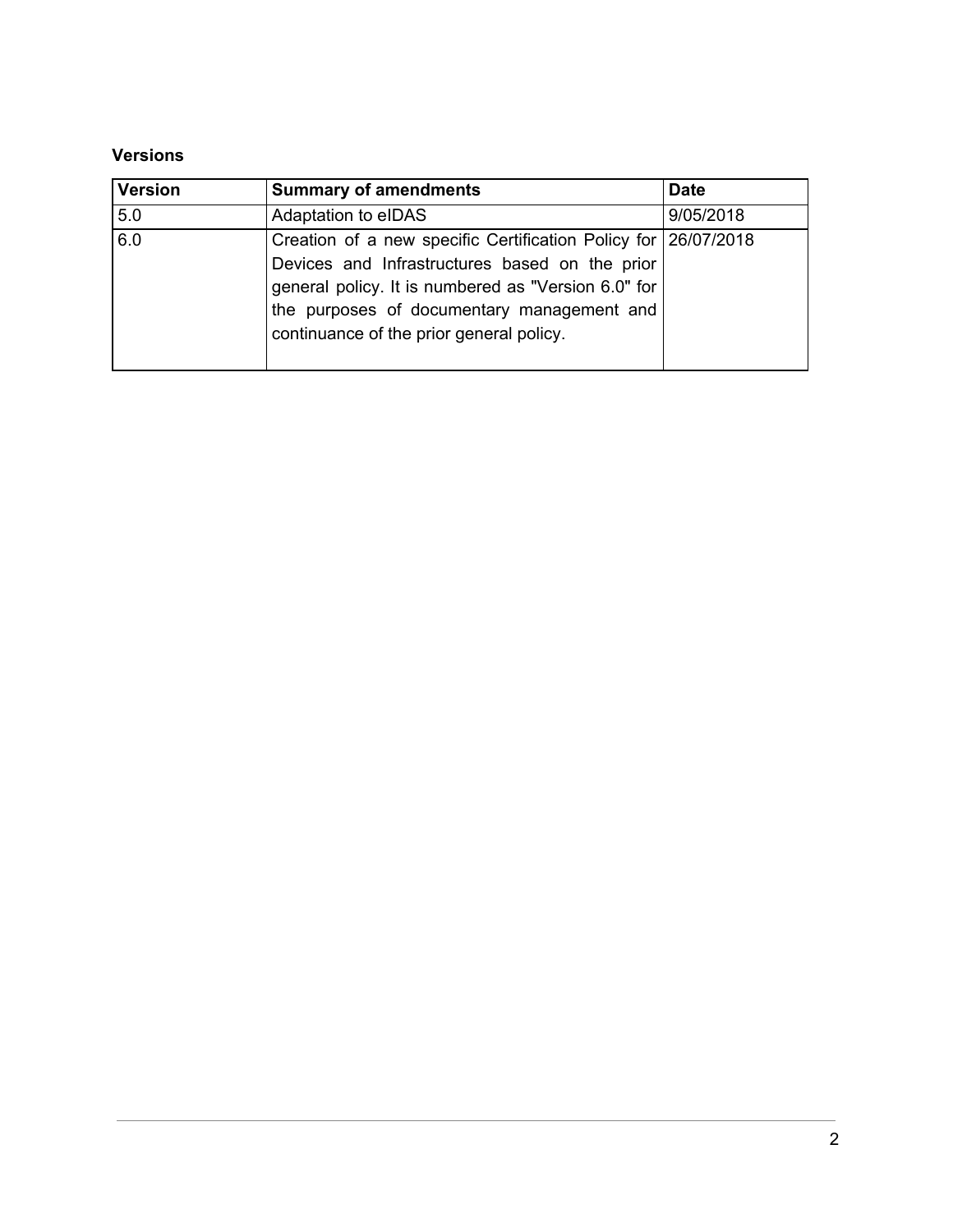**Versions**

| Version | Summary of amendments | Date |
|---|---|---|
| 5.0 | Adaptation to eIDAS | 9/05/2018 |
| 6.0 | Creation of a new specific Certification Policy for Devices and Infrastructures based on the prior general policy. It is numbered as "Version 6.0" for the purposes of documentary management and continuance of the prior general policy. | 26/07/2018 |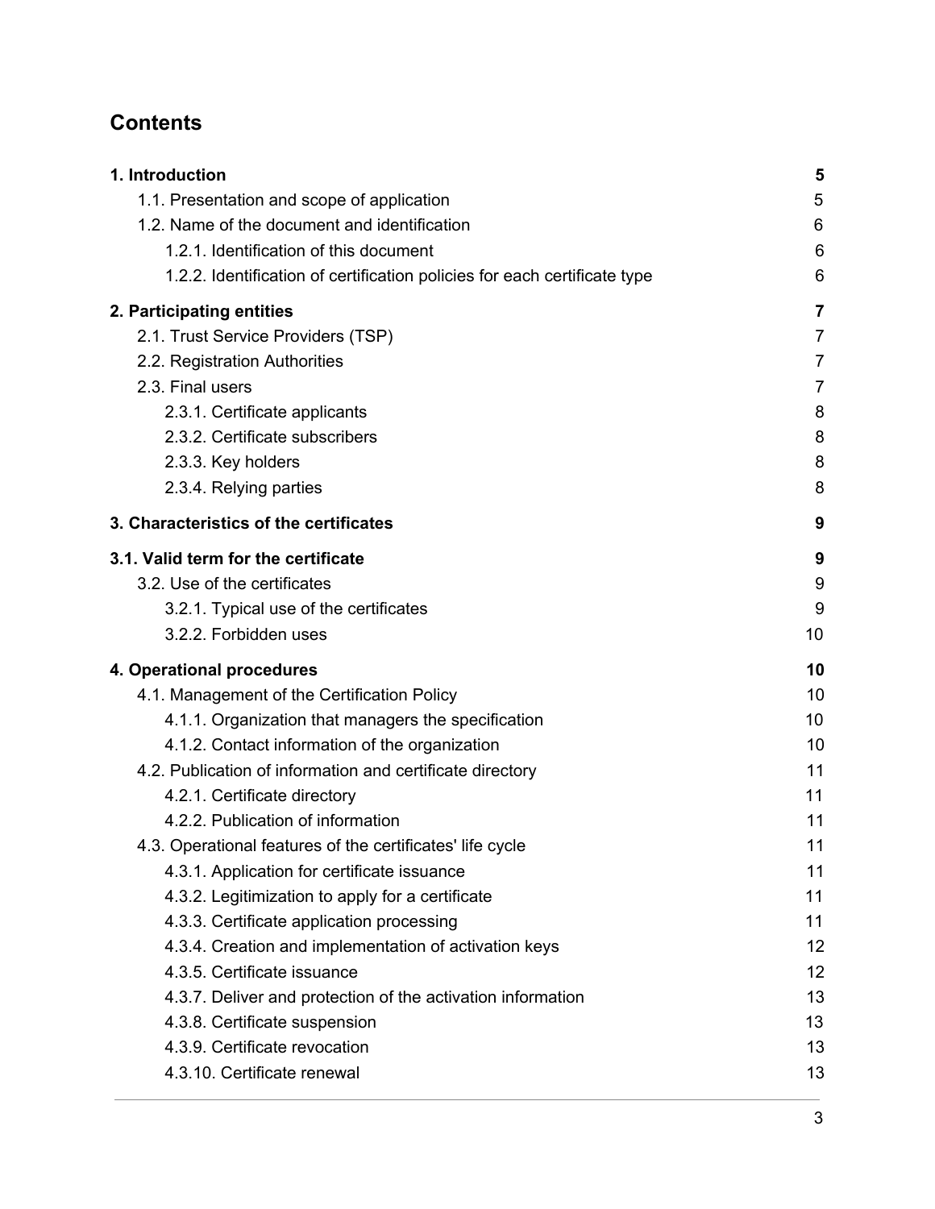# Contents

| | |
|---|---|
| **1. Introduction** | **5** |
| 1.1. Presentation and scope of application | 5 |
| 1.2. Name of the document and identification | 6 |
| 1.2.1. Identification of this document | 6 |
| 1.2.2. Identification of certification policies for each certificate type | 6 |
| **2. Participating entities** | **7** |
| 2.1. Trust Service Providers (TSP) | 7 |
| 2.2. Registration Authorities | 7 |
| 2.3. Final users | 7 |
| 2.3.1. Certificate applicants | 8 |
| 2.3.2. Certificate subscribers | 8 |
| 2.3.3. Key holders | 8 |
| 2.3.4. Relying parties | 8 |
| **3. Characteristics of the certificates** | **9** |
| **3.1. Valid term for the certificate** | **9** |
| 3.2. Use of the certificates | 9 |
| 3.2.1. Typical use of the certificates | 9 |
| 3.2.2. Forbidden uses | 10 |
| **4. Operational procedures** | **10** |
| 4.1. Management of the Certification Policy | 10 |
| 4.1.1. Organization that managers the specification | 10 |
| 4.1.2. Contact information of the organization | 10 |
| 4.2. Publication of information and certificate directory | 11 |
| 4.2.1. Certificate directory | 11 |
| 4.2.2. Publication of information | 11 |
| 4.3. Operational features of the certificates' life cycle | 11 |
| 4.3.1. Application for certificate issuance | 11 |
| 4.3.2. Legitimization to apply for a certificate | 11 |
| 4.3.3. Certificate application processing | 11 |
| 4.3.4. Creation and implementation of activation keys | 12 |
| 4.3.5. Certificate issuance | 12 |
| 4.3.7. Deliver and protection of the activation information | 13 |
| 4.3.8. Certificate suspension | 13 |
| 4.3.9. Certificate revocation | 13 |
| 4.3.10. Certificate renewal | 13 |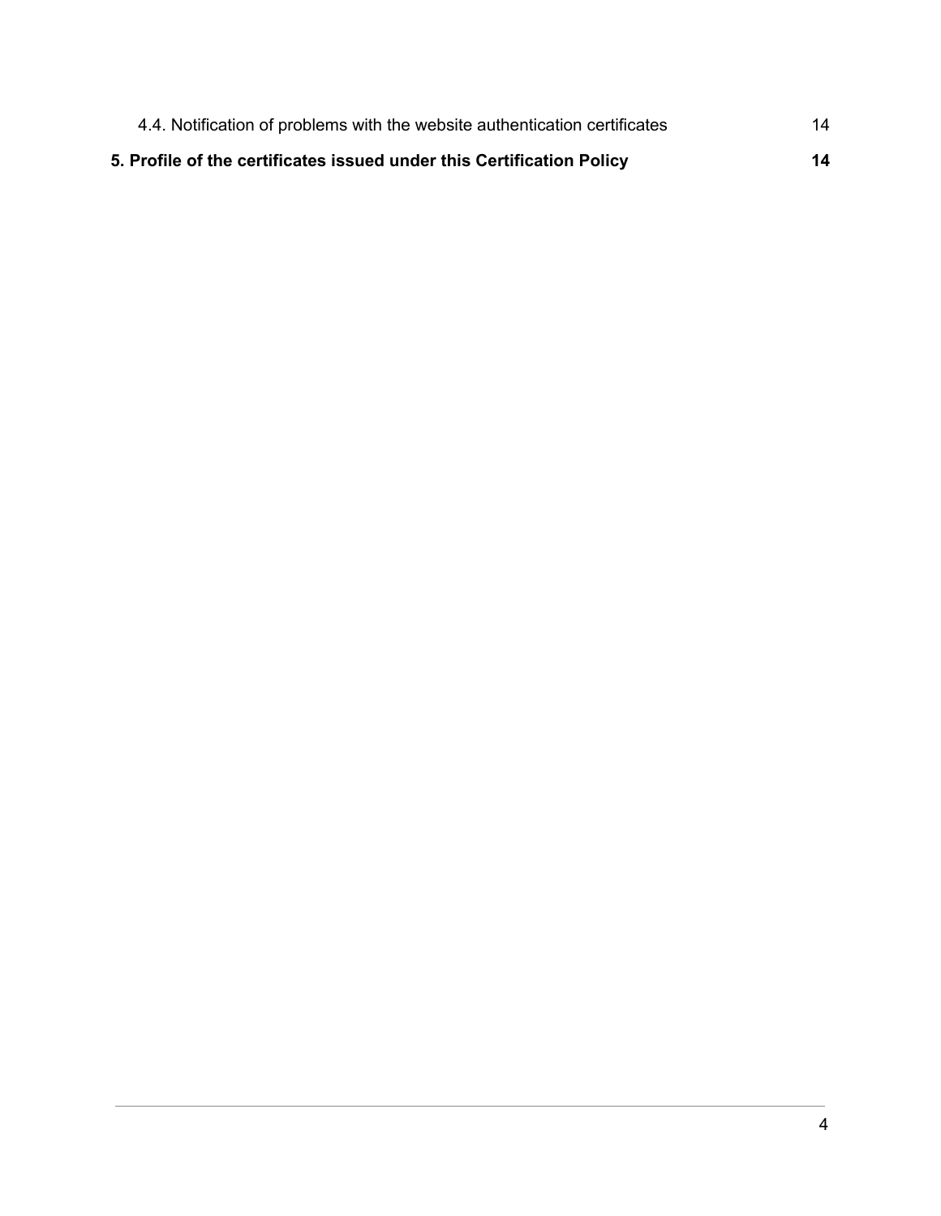4.4. Notification of problems with the website authentication certificates 14

**5. Profile of the certificates issued under this Certification Policy 14**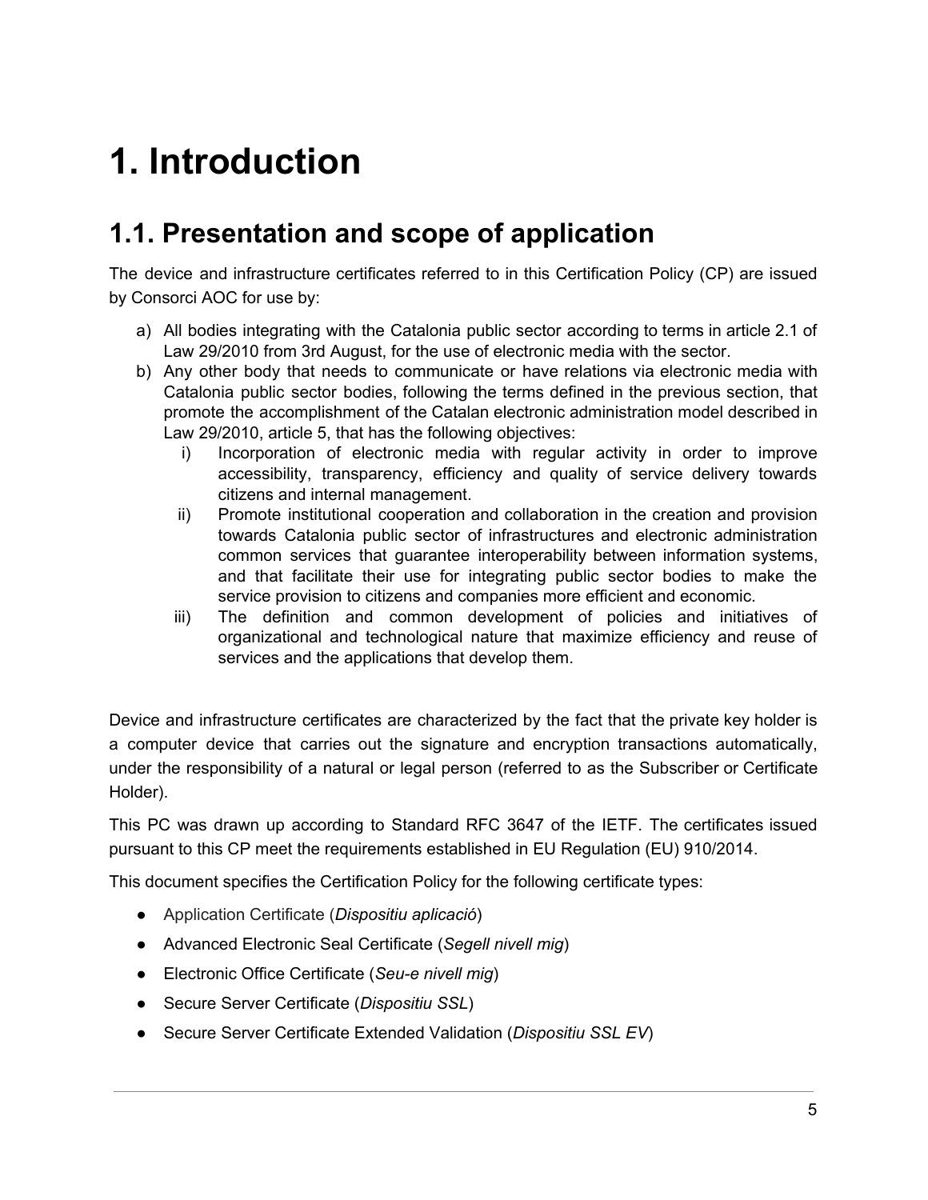# 1. Introduction

## 1.1. Presentation and scope of application

The device and infrastructure certificates referred to in this Certification Policy (CP) are issued by Consorci AOC for use by:

a) All bodies integrating with the Catalonia public sector according to terms in article 2.1 of Law 29/2010 from 3rd August, for the use of electronic media with the sector.
b) Any other body that needs to communicate or have relations via electronic media with Catalonia public sector bodies, following the terms defined in the previous section, that promote the accomplishment of the Catalan electronic administration model described in Law 29/2010, article 5, that has the following objectives:
    i) Incorporation of electronic media with regular activity in order to improve accessibility, transparency, efficiency and quality of service delivery towards citizens and internal management.
    ii) Promote institutional cooperation and collaboration in the creation and provision towards Catalonia public sector of infrastructures and electronic administration common services that guarantee interoperability between information systems, and that facilitate their use for integrating public sector bodies to make the service provision to citizens and companies more efficient and economic.
    iii) The definition and common development of policies and initiatives of organizational and technological nature that maximize efficiency and reuse of services and the applications that develop them.

Device and infrastructure certificates are characterized by the fact that the private key holder is a computer device that carries out the signature and encryption transactions automatically, under the responsibility of a natural or legal person (referred to as the Subscriber or Certificate Holder).

This PC was drawn up according to Standard RFC 3647 of the IETF. The certificates issued pursuant to this CP meet the requirements established in EU Regulation (EU) 910/2014.

This document specifies the Certification Policy for the following certificate types:

- Application Certificate (*Dispositiu aplicació*)
- Advanced Electronic Seal Certificate (*Segell nivell mig*)
- Electronic Office Certificate (*Seu-e nivell mig*)
- Secure Server Certificate (*Dispositiu SSL*)
- Secure Server Certificate Extended Validation (*Dispositiu SSL EV*)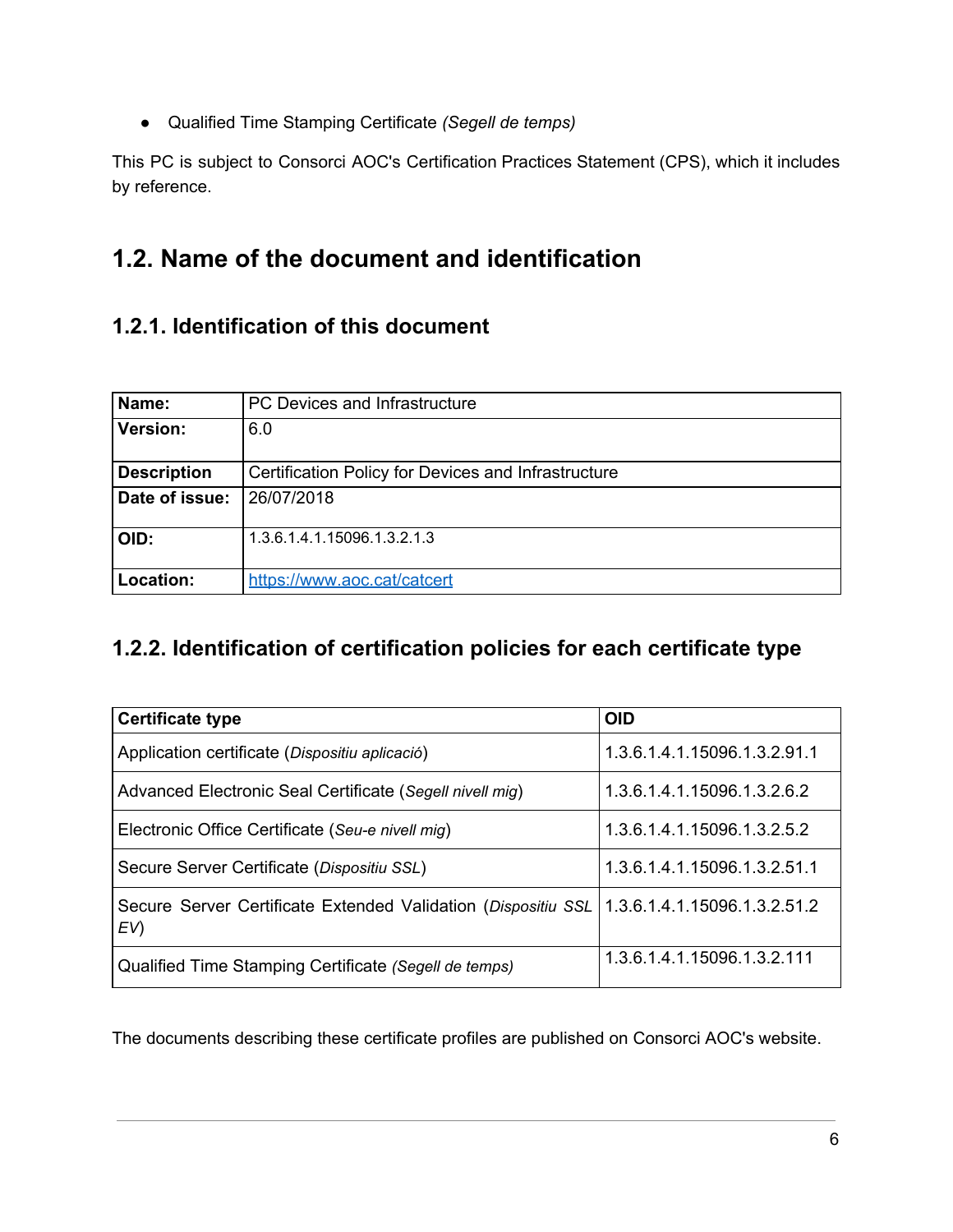- Qualified Time Stamping Certificate *(Segell de temps)*

This PC is subject to Consorci AOC's Certification Practices Statement (CPS), which it includes by reference.

## 1.2. Name of the document and identification

### 1.2.1. Identification of this document

| **Name:** | PC Devices and Infrastructure |
|---|---|
| **Version:** | 6.0 |
| **Description** | Certification Policy for Devices and Infrastructure |
| **Date of issue:** | 26/07/2018 |
| **OID:** | 1.3.6.1.4.1.15096.1.3.2.1.3 |
| **Location:** | [https://www.aoc.cat/catcert](https://www.aoc.cat/catcert) |

### 1.2.2. Identification of certification policies for each certificate type

| **Certificate type** | **OID** |
|---|---|
| Application certificate (*Dispositiu aplicació*) | 1.3.6.1.4.1.15096.1.3.2.91.1 |
| Advanced Electronic Seal Certificate (*Segell nivell mig*) | 1.3.6.1.4.1.15096.1.3.2.6.2 |
| Electronic Office Certificate (*Seu-e nivell mig*) | 1.3.6.1.4.1.15096.1.3.2.5.2 |
| Secure Server Certificate (*Dispositiu SSL*) | 1.3.6.1.4.1.15096.1.3.2.51.1 |
| Secure Server Certificate Extended Validation (*Dispositiu SSL EV*) | 1.3.6.1.4.1.15096.1.3.2.51.2 |
| Qualified Time Stamping Certificate *(Segell de temps)* | 1.3.6.1.4.1.15096.1.3.2.111 |

The documents describing these certificate profiles are published on Consorci AOC's website.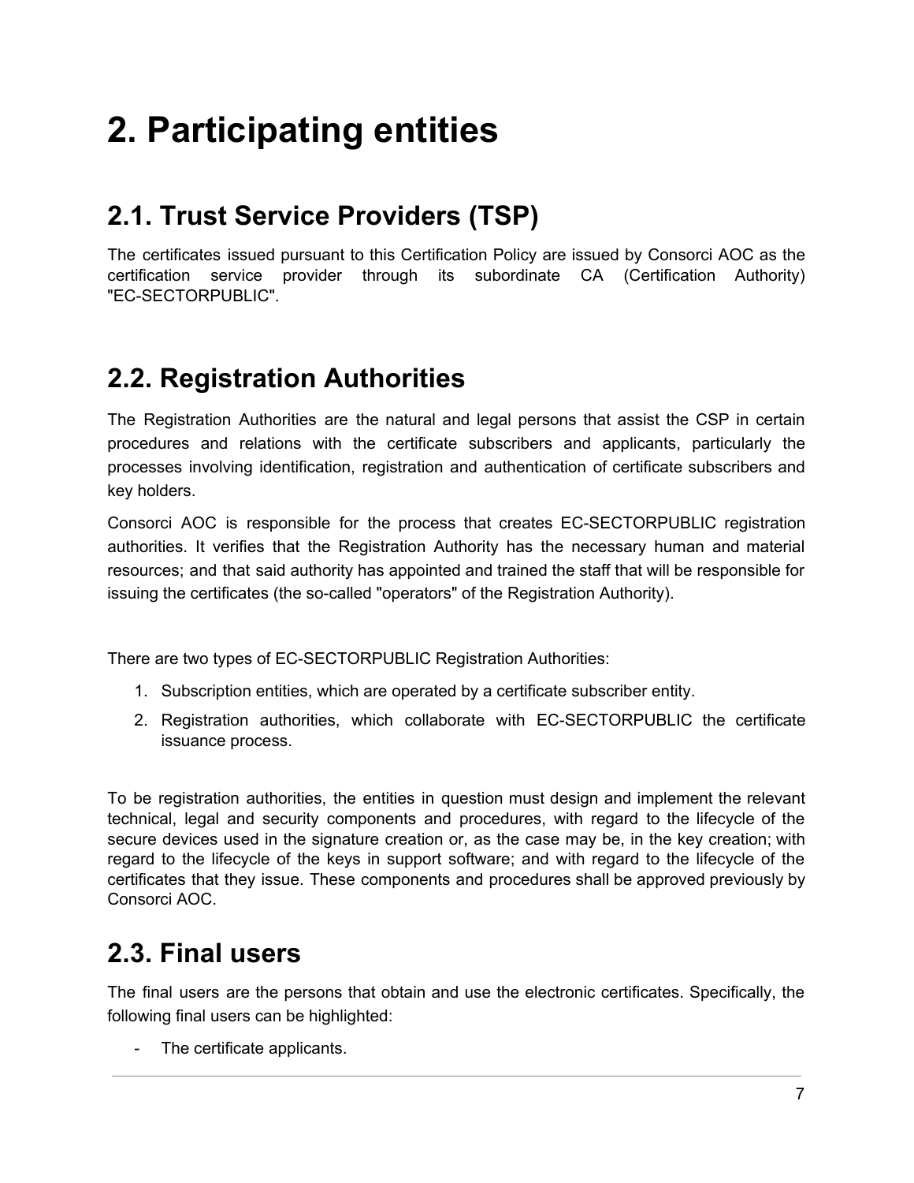# 2. Participating entities

## 2.1. Trust Service Providers (TSP)

The certificates issued pursuant to this Certification Policy are issued by Consorci AOC as the certification service provider through its subordinate CA (Certification Authority) "EC-SECTORPUBLIC".

## 2.2. Registration Authorities

The Registration Authorities are the natural and legal persons that assist the CSP in certain procedures and relations with the certificate subscribers and applicants, particularly the processes involving identification, registration and authentication of certificate subscribers and key holders.

Consorci AOC is responsible for the process that creates EC-SECTORPUBLIC registration authorities. It verifies that the Registration Authority has the necessary human and material resources; and that said authority has appointed and trained the staff that will be responsible for issuing the certificates (the so-called "operators" of the Registration Authority).

There are two types of EC-SECTORPUBLIC Registration Authorities:

1. Subscription entities, which are operated by a certificate subscriber entity.
2. Registration authorities, which collaborate with EC-SECTORPUBLIC the certificate issuance process.

To be registration authorities, the entities in question must design and implement the relevant technical, legal and security components and procedures, with regard to the lifecycle of the secure devices used in the signature creation or, as the case may be, in the key creation; with regard to the lifecycle of the keys in support software; and with regard to the lifecycle of the certificates that they issue. These components and procedures shall be approved previously by Consorci AOC.

## 2.3. Final users

The final users are the persons that obtain and use the electronic certificates. Specifically, the following final users can be highlighted:

- The certificate applicants.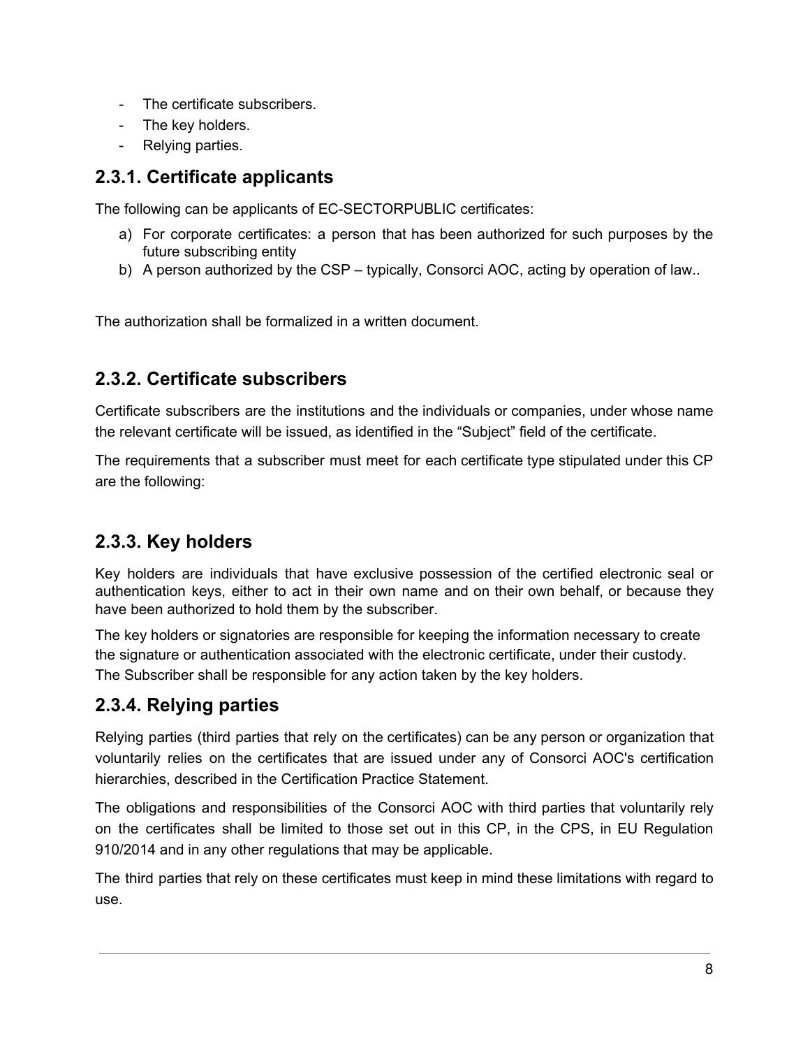- The certificate subscribers.
- The key holders.
- Relying parties.

## 2.3.1. Certificate applicants

The following can be applicants of EC-SECTORPUBLIC certificates:

a) For corporate certificates: a person that has been authorized for such purposes by the future subscribing entity
b) A person authorized by the CSP – typically, Consorci AOC, acting by operation of law..

The authorization shall be formalized in a written document.

## 2.3.2. Certificate subscribers

Certificate subscribers are the institutions and the individuals or companies, under whose name the relevant certificate will be issued, as identified in the "Subject" field of the certificate.

The requirements that a subscriber must meet for each certificate type stipulated under this CP are the following:

## 2.3.3. Key holders

Key holders are individuals that have exclusive possession of the certified electronic seal or authentication keys, either to act in their own name and on their own behalf, or because they have been authorized to hold them by the subscriber.

The key holders or signatories are responsible for keeping the information necessary to create the signature or authentication associated with the electronic certificate, under their custody. The Subscriber shall be responsible for any action taken by the key holders.

## 2.3.4. Relying parties

Relying parties (third parties that rely on the certificates) can be any person or organization that voluntarily relies on the certificates that are issued under any of Consorci AOC's certification hierarchies, described in the Certification Practice Statement.

The obligations and responsibilities of the Consorci AOC with third parties that voluntarily rely on the certificates shall be limited to those set out in this CP, in the CPS, in EU Regulation 910/2014 and in any other regulations that may be applicable.

The third parties that rely on these certificates must keep in mind these limitations with regard to use.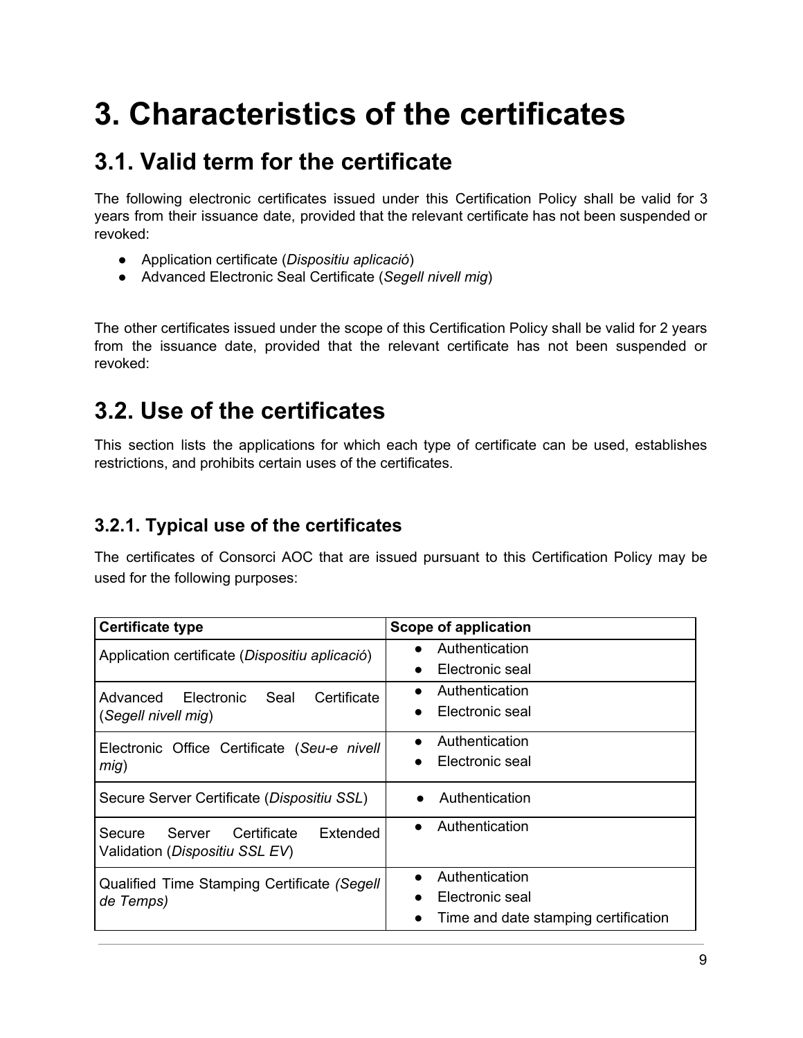# 3. Characteristics of the certificates

## 3.1. Valid term for the certificate

The following electronic certificates issued under this Certification Policy shall be valid for 3 years from their issuance date, provided that the relevant certificate has not been suspended or revoked:

- Application certificate (*Dispositiu aplicació*)
- Advanced Electronic Seal Certificate (*Segell nivell mig*)

The other certificates issued under the scope of this Certification Policy shall be valid for 2 years from the issuance date, provided that the relevant certificate has not been suspended or revoked:

## 3.2. Use of the certificates

This section lists the applications for which each type of certificate can be used, establishes restrictions, and prohibits certain uses of the certificates.

### 3.2.1. Typical use of the certificates

The certificates of Consorci AOC that are issued pursuant to this Certification Policy may be used for the following purposes:

| Certificate type | Scope of application |
| --- | --- |
| Application certificate (*Dispositiu aplicació*) | • Authentication<br>• Electronic seal |
| Advanced Electronic Seal Certificate (*Segell nivell mig*) | • Authentication<br>• Electronic seal |
| Electronic Office Certificate (*Seu-e nivell mig*) | • Authentication<br>• Electronic seal |
| Secure Server Certificate (*Dispositiu SSL*) | • Authentication |
| Secure Server Certificate Extended Validation (*Dispositiu SSL EV*) | • Authentication |
| Qualified Time Stamping Certificate *(Segell de Temps)* | • Authentication<br>• Electronic seal<br>• Time and date stamping certification |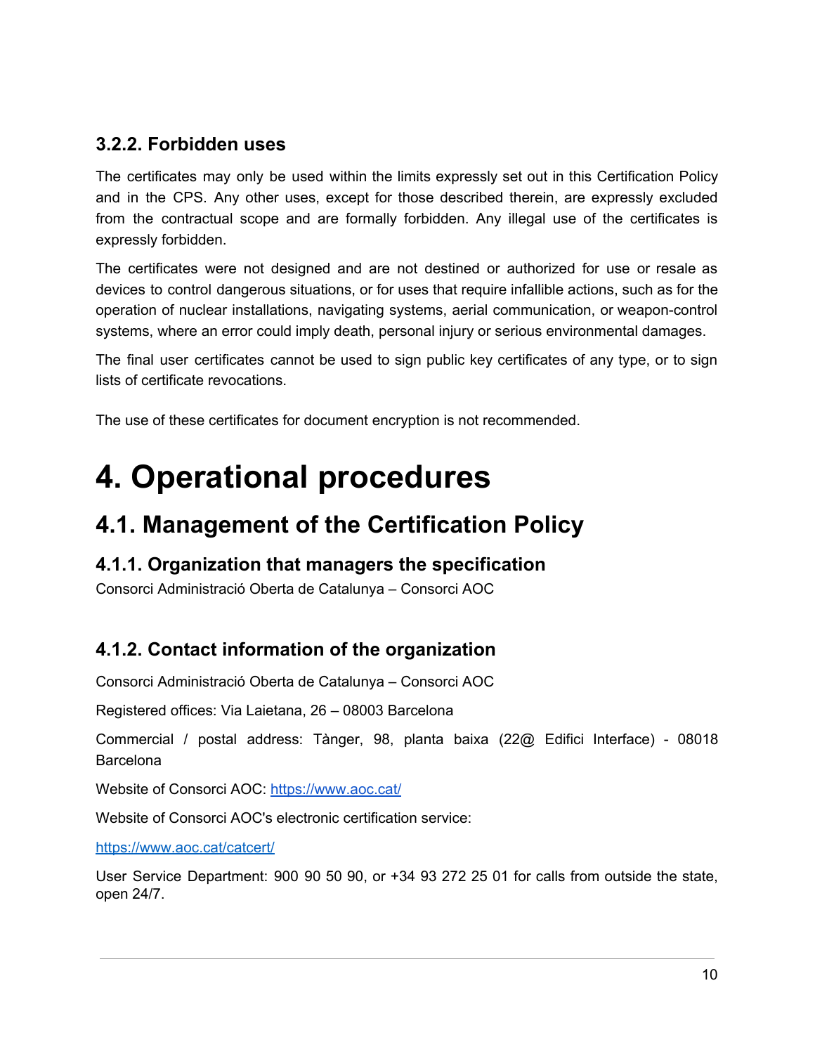### 3.2.2. Forbidden uses

The certificates may only be used within the limits expressly set out in this Certification Policy and in the CPS. Any other uses, except for those described therein, are expressly excluded from the contractual scope and are formally forbidden. Any illegal use of the certificates is expressly forbidden.

The certificates were not designed and are not destined or authorized for use or resale as devices to control dangerous situations, or for uses that require infallible actions, such as for the operation of nuclear installations, navigating systems, aerial communication, or weapon-control systems, where an error could imply death, personal injury or serious environmental damages.

The final user certificates cannot be used to sign public key certificates of any type, or to sign lists of certificate revocations.

The use of these certificates for document encryption is not recommended.

# 4. Operational procedures

## 4.1. Management of the Certification Policy

### 4.1.1. Organization that managers the specification

Consorci Administració Oberta de Catalunya – Consorci AOC

### 4.1.2. Contact information of the organization

Consorci Administració Oberta de Catalunya – Consorci AOC

Registered offices: Via Laietana, 26 – 08003 Barcelona

Commercial / postal address: Tànger, 98, planta baixa (22@ Edifici Interface) - 08018 Barcelona

Website of Consorci AOC: https://www.aoc.cat/

Website of Consorci AOC's electronic certification service:

https://www.aoc.cat/catcert/

User Service Department: 900 90 50 90, or +34 93 272 25 01 for calls from outside the state, open 24/7.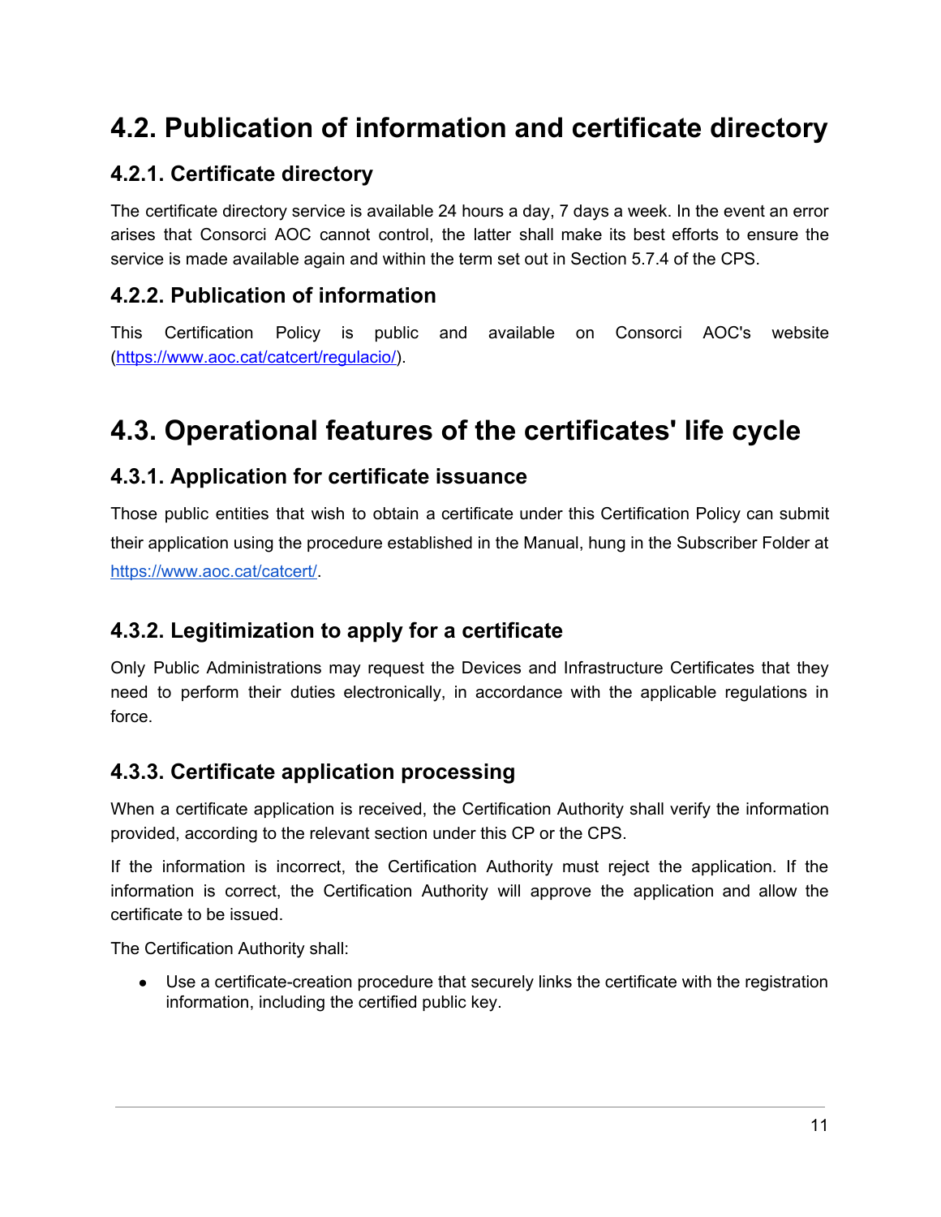# 4.2. Publication of information and certificate directory

## 4.2.1. Certificate directory

The certificate directory service is available 24 hours a day, 7 days a week. In the event an error arises that Consorci AOC cannot control, the latter shall make its best efforts to ensure the service is made available again and within the term set out in Section 5.7.4 of the CPS.

## 4.2.2. Publication of information

This Certification Policy is public and available on Consorci AOC's website (https://www.aoc.cat/catcert/regulacio/).

# 4.3. Operational features of the certificates' life cycle

## 4.3.1. Application for certificate issuance

Those public entities that wish to obtain a certificate under this Certification Policy can submit their application using the procedure established in the Manual, hung in the Subscriber Folder at https://www.aoc.cat/catcert/.

## 4.3.2. Legitimization to apply for a certificate

Only Public Administrations may request the Devices and Infrastructure Certificates that they need to perform their duties electronically, in accordance with the applicable regulations in force.

## 4.3.3. Certificate application processing

When a certificate application is received, the Certification Authority shall verify the information provided, according to the relevant section under this CP or the CPS.

If the information is incorrect, the Certification Authority must reject the application. If the information is correct, the Certification Authority will approve the application and allow the certificate to be issued.

The Certification Authority shall:

- Use a certificate-creation procedure that securely links the certificate with the registration information, including the certified public key.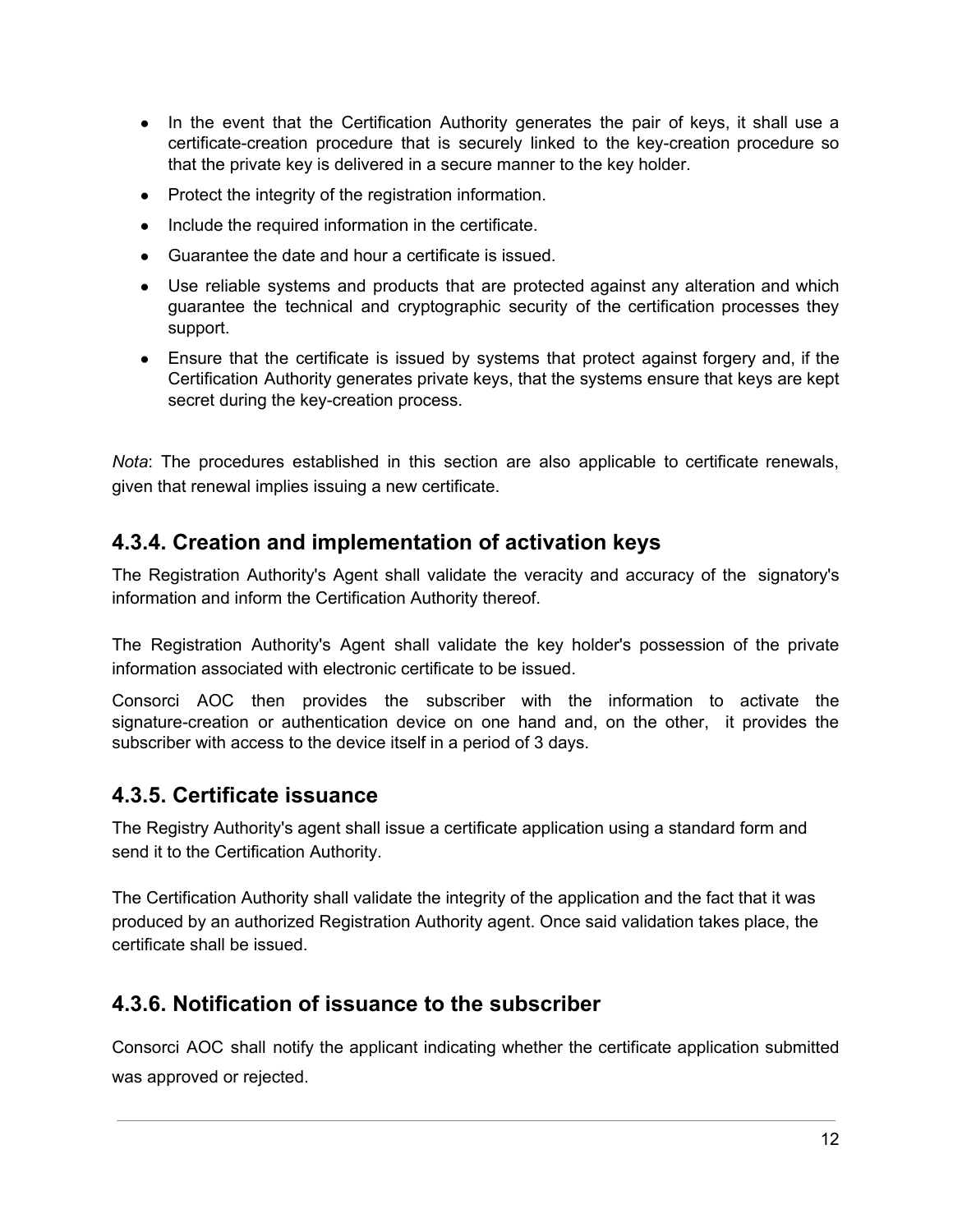- In the event that the Certification Authority generates the pair of keys, it shall use a certificate-creation procedure that is securely linked to the key-creation procedure so that the private key is delivered in a secure manner to the key holder.
- Protect the integrity of the registration information.
- Include the required information in the certificate.
- Guarantee the date and hour a certificate is issued.
- Use reliable systems and products that are protected against any alteration and which guarantee the technical and cryptographic security of the certification processes they support.
- Ensure that the certificate is issued by systems that protect against forgery and, if the Certification Authority generates private keys, that the systems ensure that keys are kept secret during the key-creation process.

*Nota*: The procedures established in this section are also applicable to certificate renewals, given that renewal implies issuing a new certificate.

## 4.3.4. Creation and implementation of activation keys

The Registration Authority's Agent shall validate the veracity and accuracy of the signatory's information and inform the Certification Authority thereof.

The Registration Authority's Agent shall validate the key holder's possession of the private information associated with electronic certificate to be issued.

Consorci AOC then provides the subscriber with the information to activate the signature-creation or authentication device on one hand and, on the other, it provides the subscriber with access to the device itself in a period of 3 days.

## 4.3.5. Certificate issuance

The Registry Authority's agent shall issue a certificate application using a standard form and send it to the Certification Authority.

The Certification Authority shall validate the integrity of the application and the fact that it was produced by an authorized Registration Authority agent. Once said validation takes place, the certificate shall be issued.

## 4.3.6. Notification of issuance to the subscriber

Consorci AOC shall notify the applicant indicating whether the certificate application submitted was approved or rejected.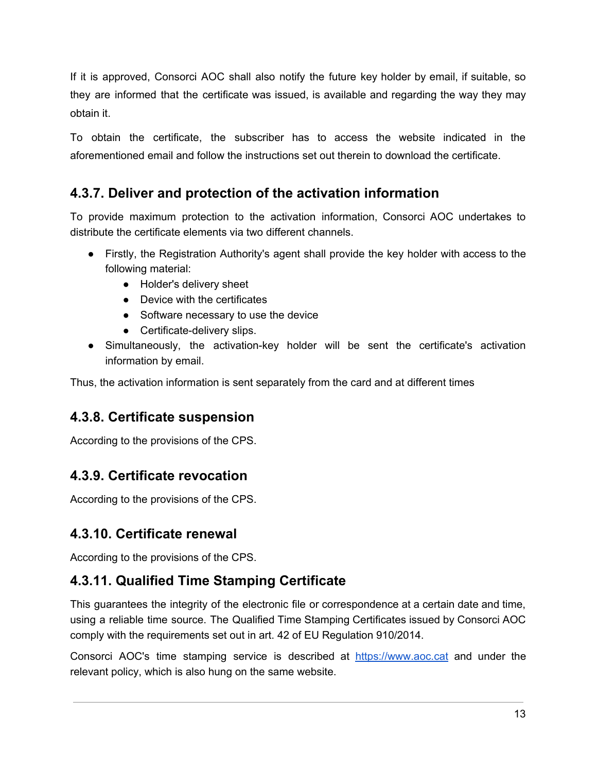If it is approved, Consorci AOC shall also notify the future key holder by email, if suitable, so they are informed that the certificate was issued, is available and regarding the way they may obtain it.

To obtain the certificate, the subscriber has to access the website indicated in the aforementioned email and follow the instructions set out therein to download the certificate.

### 4.3.7. Deliver and protection of the activation information

To provide maximum protection to the activation information, Consorci AOC undertakes to distribute the certificate elements via two different channels.

- Firstly, the Registration Authority's agent shall provide the key holder with access to the following material:
  - Holder's delivery sheet
  - Device with the certificates
  - Software necessary to use the device
  - Certificate-delivery slips.
- Simultaneously, the activation-key holder will be sent the certificate's activation information by email.

Thus, the activation information is sent separately from the card and at different times

### 4.3.8. Certificate suspension

According to the provisions of the CPS.

### 4.3.9. Certificate revocation

According to the provisions of the CPS.

### 4.3.10. Certificate renewal

According to the provisions of the CPS.

### 4.3.11. Qualified Time Stamping Certificate

This guarantees the integrity of the electronic file or correspondence at a certain date and time, using a reliable time source. The Qualified Time Stamping Certificates issued by Consorci AOC comply with the requirements set out in art. 42 of EU Regulation 910/2014.

Consorci AOC's time stamping service is described at [https://www.aoc.cat](https://www.aoc.cat) and under the relevant policy, which is also hung on the same website.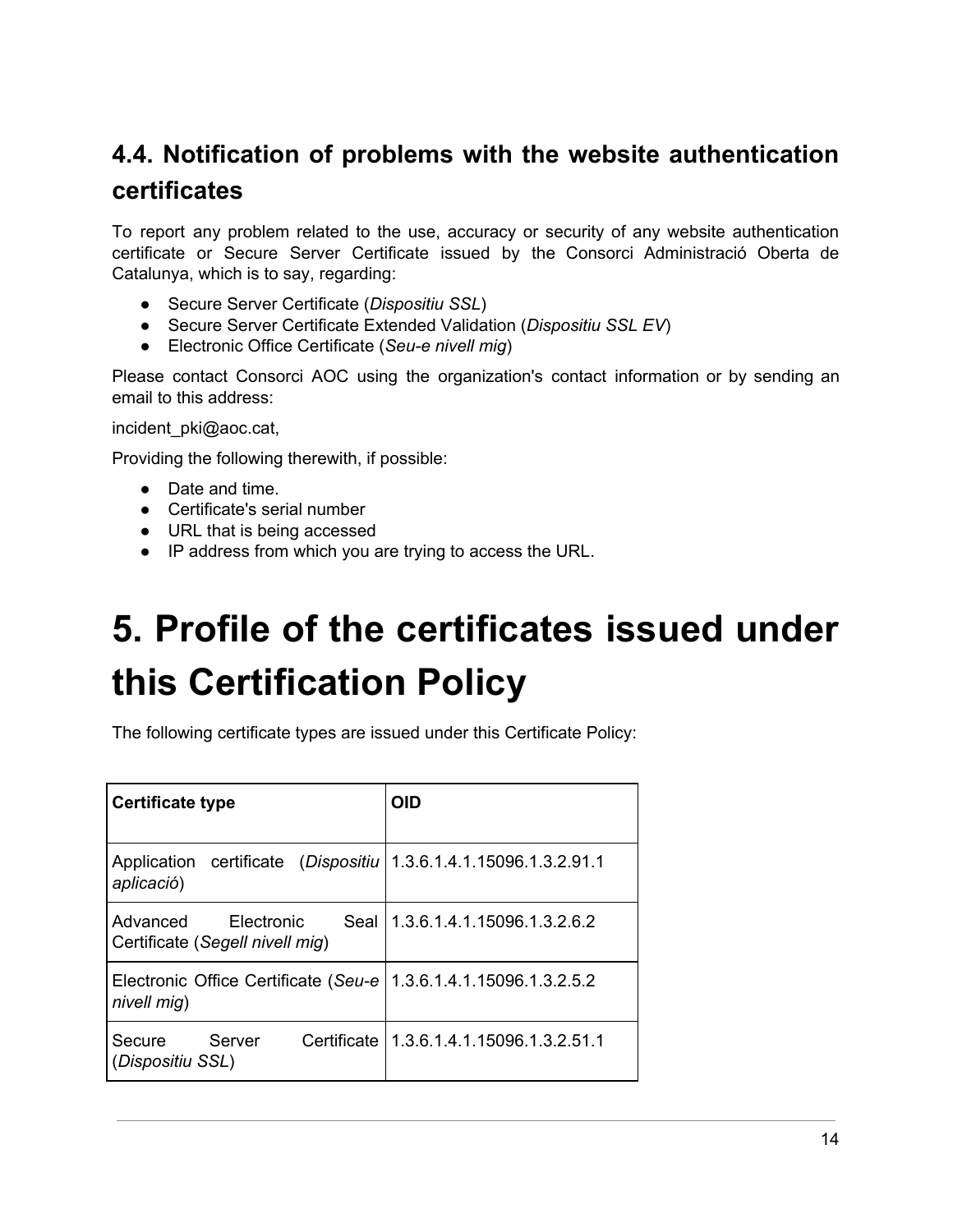## 4.4. Notification of problems with the website authentication certificates

To report any problem related to the use, accuracy or security of any website authentication certificate or Secure Server Certificate issued by the Consorci Administració Oberta de Catalunya, which is to say, regarding:

- Secure Server Certificate (*Dispositiu SSL*)
- Secure Server Certificate Extended Validation (*Dispositiu SSL EV*)
- Electronic Office Certificate (*Seu-e nivell mig*)

Please contact Consorci AOC using the organization's contact information or by sending an email to this address:

incident_pki@aoc.cat,

Providing the following therewith, if possible:

- Date and time.
- Certificate's serial number
- URL that is being accessed
- IP address from which you are trying to access the URL.

# 5. Profile of the certificates issued under this Certification Policy

The following certificate types are issued under this Certificate Policy:

| **Certificate type** | **OID** |
|---|---|
| Application certificate (*Dispositiu aplicació*) | 1.3.6.1.4.1.15096.1.3.2.91.1 |
| Advanced Electronic Seal Certificate (*Segell nivell mig*) | 1.3.6.1.4.1.15096.1.3.2.6.2 |
| Electronic Office Certificate (*Seu-e nivell mig*) | 1.3.6.1.4.1.15096.1.3.2.5.2 |
| Secure Server Certificate (*Dispositiu SSL*) | 1.3.6.1.4.1.15096.1.3.2.51.1 |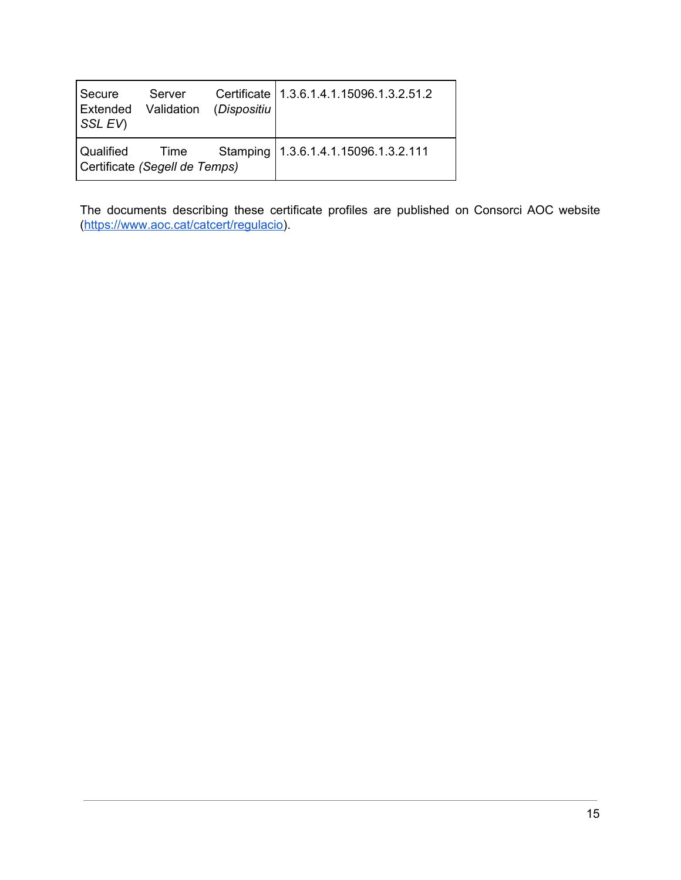| | |
|---|---|
| Secure Server Certificate Extended Validation (*Dispositiu SSL EV*) | 1.3.6.1.4.1.15096.1.3.2.51.2 |
| Qualified Time Stamping Certificate *(Segell de Temps)* | 1.3.6.1.4.1.15096.1.3.2.111 |

The documents describing these certificate profiles are published on Consorci AOC website (https://www.aoc.cat/catcert/regulacio).